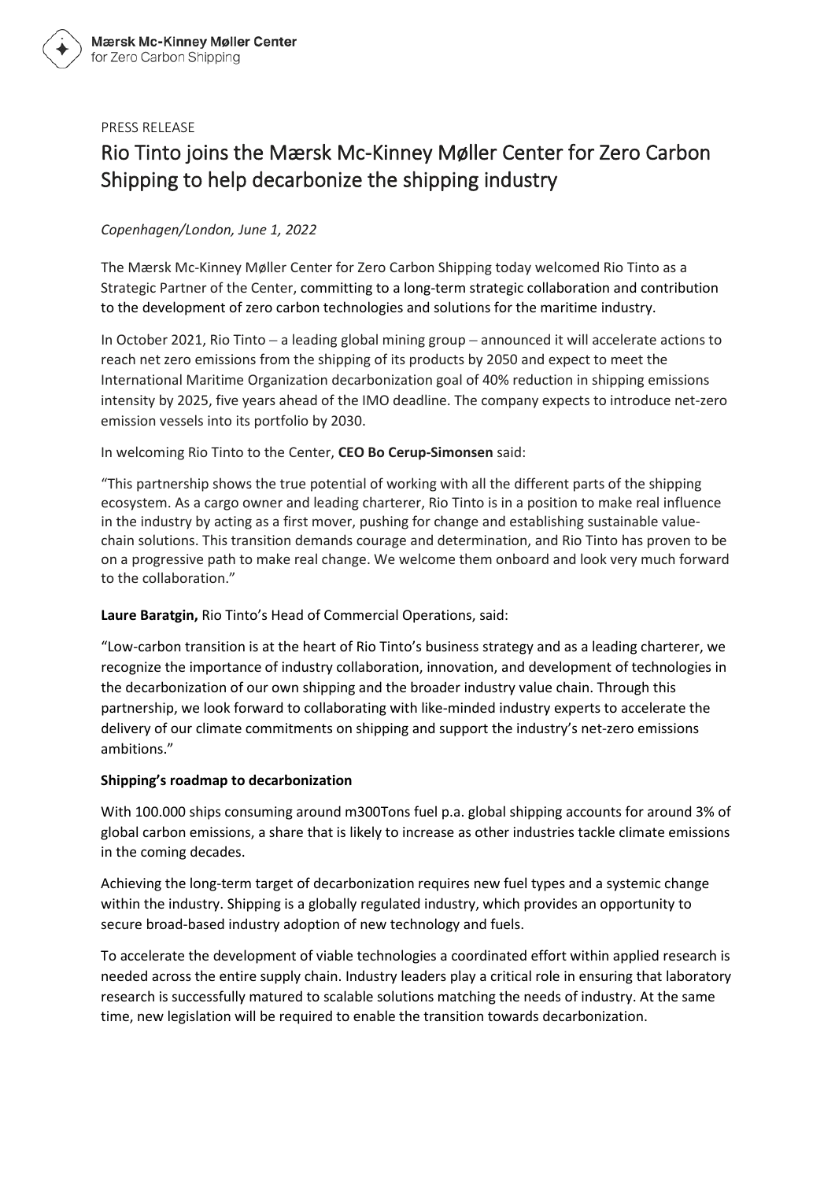Mærsk Mc-Kinney Møller Center
for Zero Carbon Shipping

PRESS RELEASE

# Rio Tinto joins the Mærsk Mc-Kinney Møller Center for Zero Carbon Shipping to help decarbonize the shipping industry

*Copenhagen/London, June 1, 2022*

The Mærsk Mc-Kinney Møller Center for Zero Carbon Shipping today welcomed Rio Tinto as a Strategic Partner of the Center, committing to a long-term strategic collaboration and contribution to the development of zero carbon technologies and solutions for the maritime industry.

In October 2021, Rio Tinto – a leading global mining group – announced it will accelerate actions to reach net zero emissions from the shipping of its products by 2050 and expect to meet the International Maritime Organization decarbonization goal of 40% reduction in shipping emissions intensity by 2025, five years ahead of the IMO deadline. The company expects to introduce net-zero emission vessels into its portfolio by 2030.

In welcoming Rio Tinto to the Center, **CEO Bo Cerup-Simonsen** said:

"This partnership shows the true potential of working with all the different parts of the shipping ecosystem. As a cargo owner and leading charterer, Rio Tinto is in a position to make real influence in the industry by acting as a first mover, pushing for change and establishing sustainable value-chain solutions. This transition demands courage and determination, and Rio Tinto has proven to be on a progressive path to make real change. We welcome them onboard and look very much forward to the collaboration."

**Laure Baratgin,** Rio Tinto's Head of Commercial Operations, said:

"Low-carbon transition is at the heart of Rio Tinto's business strategy and as a leading charterer, we recognize the importance of industry collaboration, innovation, and development of technologies in the decarbonization of our own shipping and the broader industry value chain. Through this partnership, we look forward to collaborating with like-minded industry experts to accelerate the delivery of our climate commitments on shipping and support the industry's net-zero emissions ambitions."

**Shipping's roadmap to decarbonization**

With 100.000 ships consuming around m300Tons fuel p.a. global shipping accounts for around 3% of global carbon emissions, a share that is likely to increase as other industries tackle climate emissions in the coming decades.

Achieving the long-term target of decarbonization requires new fuel types and a systemic change within the industry. Shipping is a globally regulated industry, which provides an opportunity to secure broad-based industry adoption of new technology and fuels.

To accelerate the development of viable technologies a coordinated effort within applied research is needed across the entire supply chain. Industry leaders play a critical role in ensuring that laboratory research is successfully matured to scalable solutions matching the needs of industry. At the same time, new legislation will be required to enable the transition towards decarbonization.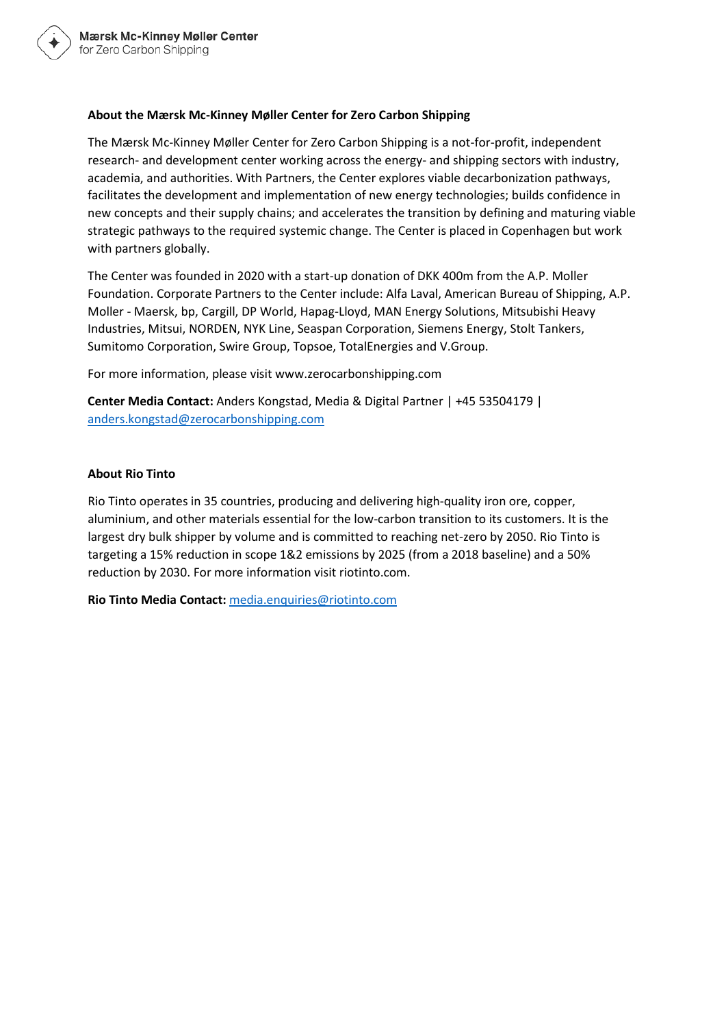### About the Mærsk Mc-Kinney Møller Center for Zero Carbon Shipping

The Mærsk Mc-Kinney Møller Center for Zero Carbon Shipping is a not-for-profit, independent research- and development center working across the energy- and shipping sectors with industry, academia, and authorities. With Partners, the Center explores viable decarbonization pathways, facilitates the development and implementation of new energy technologies; builds confidence in new concepts and their supply chains; and accelerates the transition by defining and maturing viable strategic pathways to the required systemic change. The Center is placed in Copenhagen but work with partners globally.

The Center was founded in 2020 with a start-up donation of DKK 400m from the A.P. Moller Foundation. Corporate Partners to the Center include: Alfa Laval, American Bureau of Shipping, A.P. Moller - Maersk, bp, Cargill, DP World, Hapag-Lloyd, MAN Energy Solutions, Mitsubishi Heavy Industries, Mitsui, NORDEN, NYK Line, Seaspan Corporation, Siemens Energy, Stolt Tankers, Sumitomo Corporation, Swire Group, Topsoe, TotalEnergies and V.Group.

For more information, please visit www.zerocarbonshipping.com

**Center Media Contact:** Anders Kongstad, Media & Digital Partner | +45 53504179 | anders.kongstad@zerocarbonshipping.com

### About Rio Tinto

Rio Tinto operates in 35 countries, producing and delivering high-quality iron ore, copper, aluminium, and other materials essential for the low-carbon transition to its customers. It is the largest dry bulk shipper by volume and is committed to reaching net-zero by 2050. Rio Tinto is targeting a 15% reduction in scope 1&2 emissions by 2025 (from a 2018 baseline) and a 50% reduction by 2030. For more information visit riotinto.com.

**Rio Tinto Media Contact:** media.enquiries@riotinto.com